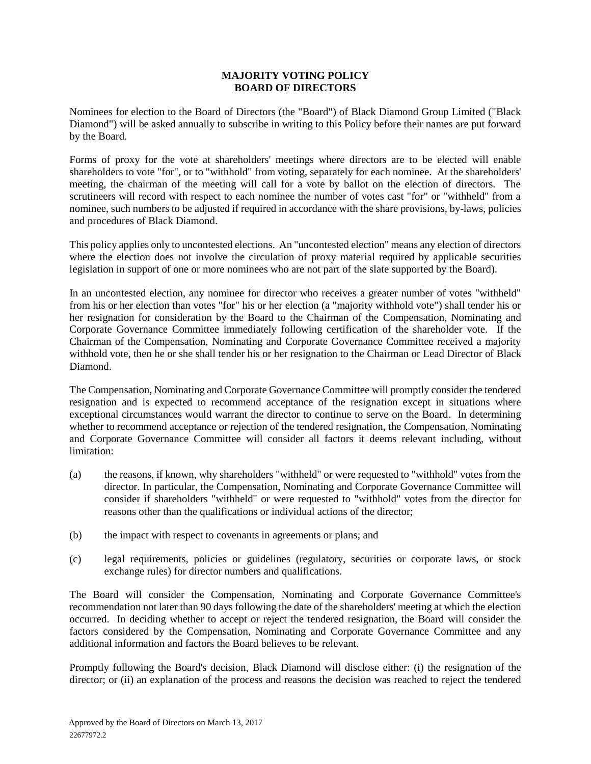# MAJORITY VOTING POLICY
# BOARD OF DIRECTORS

Nominees for election to the Board of Directors (the "Board") of Black Diamond Group Limited ("Black Diamond") will be asked annually to subscribe in writing to this Policy before their names are put forward by the Board.

Forms of proxy for the vote at shareholders' meetings where directors are to be elected will enable shareholders to vote "for", or to "withhold" from voting, separately for each nominee. At the shareholders' meeting, the chairman of the meeting will call for a vote by ballot on the election of directors. The scrutineers will record with respect to each nominee the number of votes cast "for" or "withheld" from a nominee, such numbers to be adjusted if required in accordance with the share provisions, by-laws, policies and procedures of Black Diamond.

This policy applies only to uncontested elections. An "uncontested election" means any election of directors where the election does not involve the circulation of proxy material required by applicable securities legislation in support of one or more nominees who are not part of the slate supported by the Board).

In an uncontested election, any nominee for director who receives a greater number of votes "withheld" from his or her election than votes "for" his or her election (a "majority withhold vote") shall tender his or her resignation for consideration by the Board to the Chairman of the Compensation, Nominating and Corporate Governance Committee immediately following certification of the shareholder vote. If the Chairman of the Compensation, Nominating and Corporate Governance Committee received a majority withhold vote, then he or she shall tender his or her resignation to the Chairman or Lead Director of Black Diamond.

The Compensation, Nominating and Corporate Governance Committee will promptly consider the tendered resignation and is expected to recommend acceptance of the resignation except in situations where exceptional circumstances would warrant the director to continue to serve on the Board. In determining whether to recommend acceptance or rejection of the tendered resignation, the Compensation, Nominating and Corporate Governance Committee will consider all factors it deems relevant including, without limitation:

(a) the reasons, if known, why shareholders "withheld" or were requested to "withhold" votes from the director. In particular, the Compensation, Nominating and Corporate Governance Committee will consider if shareholders "withheld" or were requested to "withhold" votes from the director for reasons other than the qualifications or individual actions of the director;

(b) the impact with respect to covenants in agreements or plans; and

(c) legal requirements, policies or guidelines (regulatory, securities or corporate laws, or stock exchange rules) for director numbers and qualifications.

The Board will consider the Compensation, Nominating and Corporate Governance Committee's recommendation not later than 90 days following the date of the shareholders' meeting at which the election occurred. In deciding whether to accept or reject the tendered resignation, the Board will consider the factors considered by the Compensation, Nominating and Corporate Governance Committee and any additional information and factors the Board believes to be relevant.

Promptly following the Board's decision, Black Diamond will disclose either: (i) the resignation of the director; or (ii) an explanation of the process and reasons the decision was reached to reject the tendered

Approved by the Board of Directors on March 13, 2017
22677972.2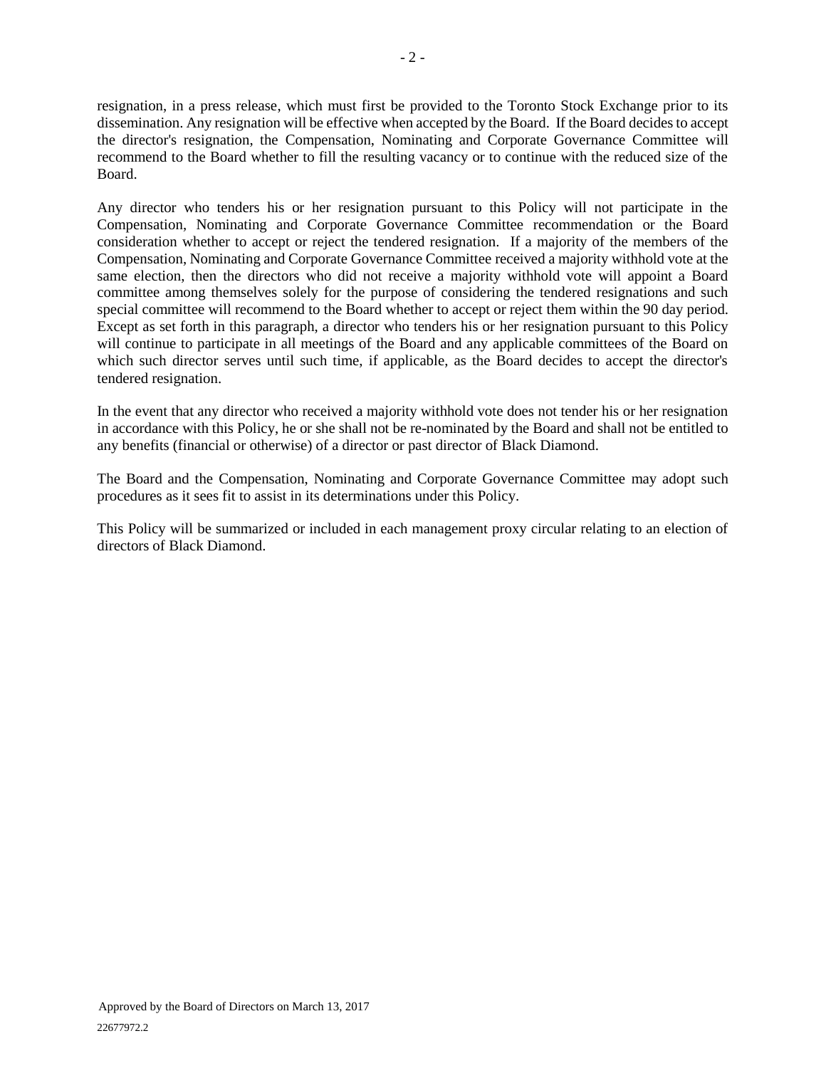resignation, in a press release, which must first be provided to the Toronto Stock Exchange prior to its dissemination. Any resignation will be effective when accepted by the Board. If the Board decides to accept the director's resignation, the Compensation, Nominating and Corporate Governance Committee will recommend to the Board whether to fill the resulting vacancy or to continue with the reduced size of the Board.

Any director who tenders his or her resignation pursuant to this Policy will not participate in the Compensation, Nominating and Corporate Governance Committee recommendation or the Board consideration whether to accept or reject the tendered resignation. If a majority of the members of the Compensation, Nominating and Corporate Governance Committee received a majority withhold vote at the same election, then the directors who did not receive a majority withhold vote will appoint a Board committee among themselves solely for the purpose of considering the tendered resignations and such special committee will recommend to the Board whether to accept or reject them within the 90 day period. Except as set forth in this paragraph, a director who tenders his or her resignation pursuant to this Policy will continue to participate in all meetings of the Board and any applicable committees of the Board on which such director serves until such time, if applicable, as the Board decides to accept the director's tendered resignation.

In the event that any director who received a majority withhold vote does not tender his or her resignation in accordance with this Policy, he or she shall not be re-nominated by the Board and shall not be entitled to any benefits (financial or otherwise) of a director or past director of Black Diamond.

The Board and the Compensation, Nominating and Corporate Governance Committee may adopt such procedures as it sees fit to assist in its determinations under this Policy.

This Policy will be summarized or included in each management proxy circular relating to an election of directors of Black Diamond.

Approved by the Board of Directors on March 13, 2017

22677972.2